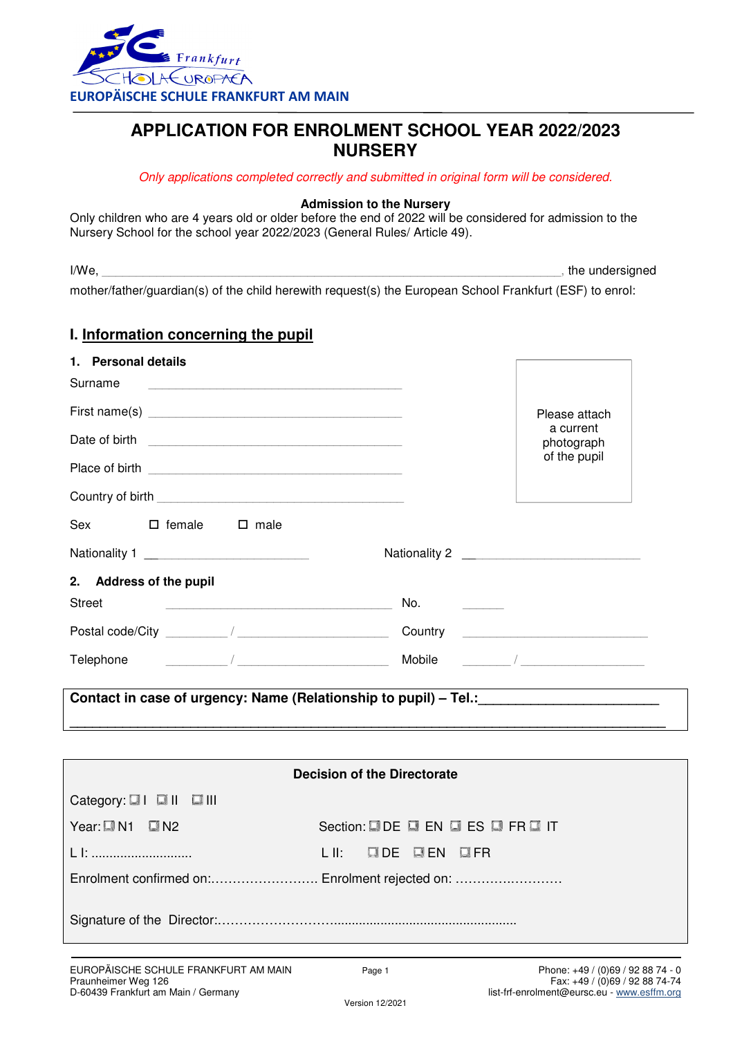EUROPÄISCHE SCHULE FRANKFURT AM MAIN

# APPLICATION FOR ENROLMENT SCHOOL YEAR 2022/2023 NURSERY

*Only applications completed correctly and submitted in original form will be considered.*

**Admission to the Nursery**

Only children who are 4 years old or older before the end of 2022 will be considered for admission to the Nursery School for the school year 2022/2023 (General Rules/ Article 49).

I/We, ______________________________________________________________________, the undersigned mother/father/guardian(s) of the child herewith request(s) the European School Frankfurt (ESF) to enrol:

## I. Information concerning the pupil

### 1. Personal details

Surname ________________________________________

First name(s) ________________________________________

Date of birth ________________________________________

Place of birth ________________________________________

Country of birth ________________________________________

Please attach a current photograph of the pupil

Sex ☐ female ☐ male

Nationality 1 __________________________ Nationality 2 ____________________________

### 2. Address of the pupil

Street ____________________________________ No. _______

Postal code/City __________ / ________________________ Country ______________________________

Telephone __________ / ________________________ Mobile ________ / __________________

**Contact in case of urgency: Name (Relationship to pupil) – Tel.:**________________________
__________________________________________________________________________________

**Decision of the Directorate**

Category: ☐ I ☐ II ☐ III

Year: ☐ N1 ☐ N2 Section: ☐ DE ☐ EN ☐ ES ☐ FR ☐ IT

L I: ........................... L II: ☐ DE ☐ EN ☐ FR

Enrolment confirmed on:…………………….. Enrolment rejected on: ……………………..

Signature of the Director:……………………….................................................

EUROPÄISCHE SCHULE FRANKFURT AM MAIN
Praunheimer Weg 126
D-60439 Frankfurt am Main / Germany

Phone: +49 / (0)69 / 92 88 74 - 0
Fax: +49 / (0)69 / 92 88 74-74
list-frf-enrolment@eursc.eu - www.esffm.org

Version 12/2021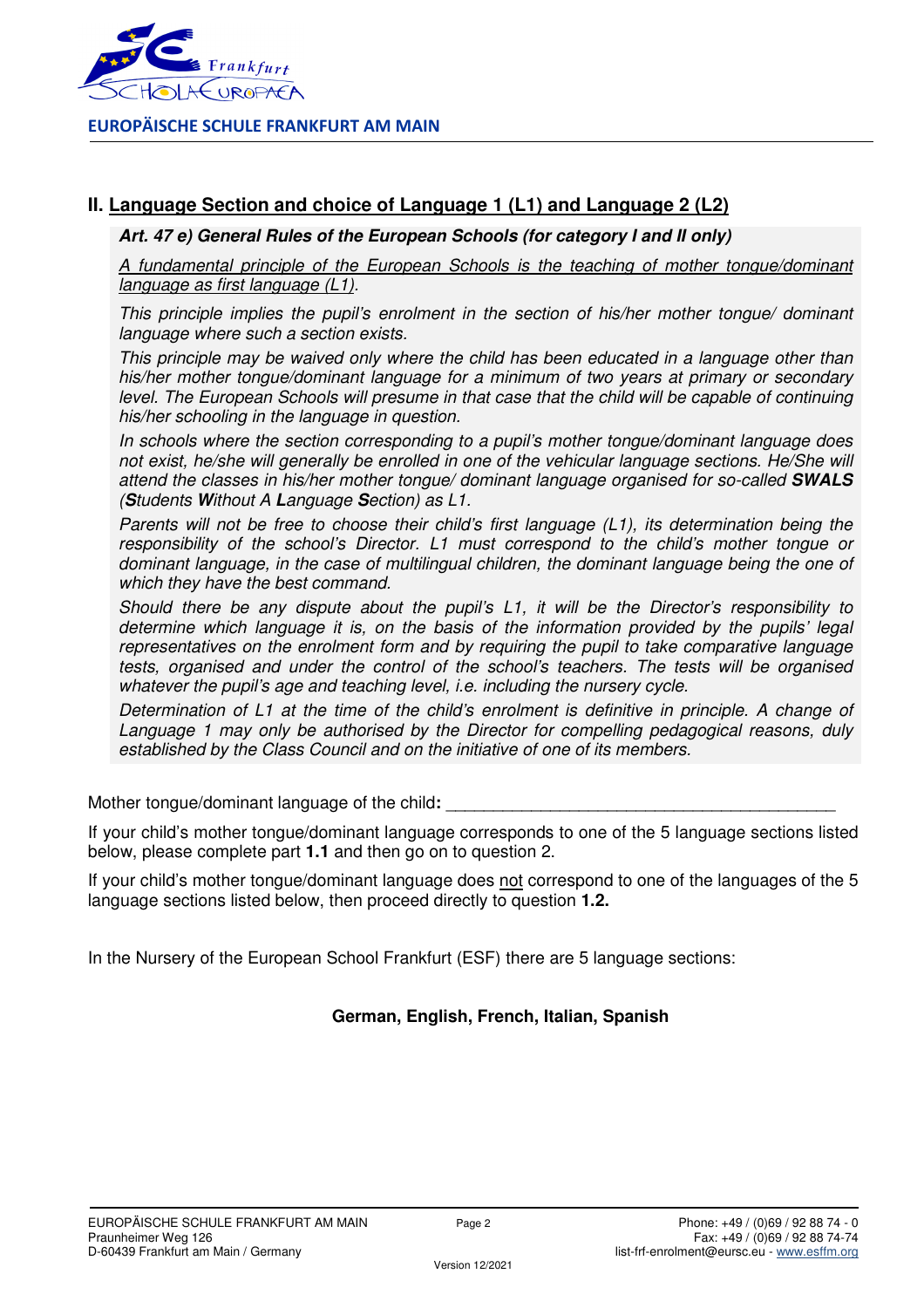## II. <u>Language Section and choice of Language 1 (L1) and Language 2 (L2)</u>

***Art. 47 e) General Rules of the European Schools (for category I and II only)***

*<u>A fundamental principle of the European Schools is the teaching of mother tongue/dominant language as first language (L1)</u>.*

*This principle implies the pupil's enrolment in the section of his/her mother tongue/ dominant language where such a section exists.*

*This principle may be waived only where the child has been educated in a language other than his/her mother tongue/dominant language for a minimum of two years at primary or secondary level. The European Schools will presume in that case that the child will be capable of continuing his/her schooling in the language in question.*

*In schools where the section corresponding to a pupil's mother tongue/dominant language does not exist, he/she will generally be enrolled in one of the vehicular language sections. He/She will attend the classes in his/her mother tongue/ dominant language organised for so-called **SWALS** (**S**tudents **W**ithout A **L**anguage **S**ection) as L1.*

*Parents will not be free to choose their child's first language (L1), its determination being the responsibility of the school's Director. L1 must correspond to the child's mother tongue or dominant language, in the case of multilingual children, the dominant language being the one of which they have the best command.*

*Should there be any dispute about the pupil's L1, it will be the Director's responsibility to determine which language it is, on the basis of the information provided by the pupils' legal representatives on the enrolment form and by requiring the pupil to take comparative language tests, organised and under the control of the school's teachers. The tests will be organised whatever the pupil's age and teaching level, i.e. including the nursery cycle.*

*Determination of L1 at the time of the child's enrolment is definitive in principle. A change of Language 1 may only be authorised by the Director for compelling pedagogical reasons, duly established by the Class Council and on the initiative of one of its members.*

Mother tongue/dominant language of the child**:** ________________________________________

If your child's mother tongue/dominant language corresponds to one of the 5 language sections listed below, please complete part **1.1** and then go on to question 2.

If your child's mother tongue/dominant language does <u>not</u> correspond to one of the languages of the 5 language sections listed below, then proceed directly to question **1.2.**

In the Nursery of the European School Frankfurt (ESF) there are 5 language sections:

**German, English, French, Italian, Spanish**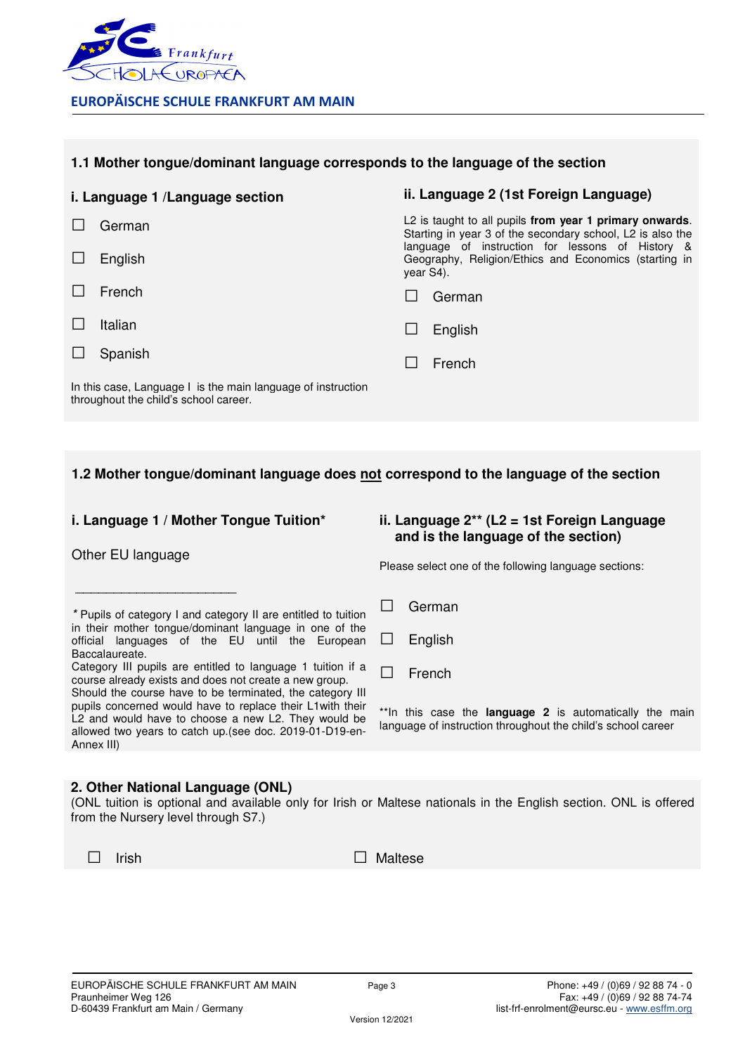## 1.1 Mother tongue/dominant language corresponds to the language of the section

### i. Language 1 /Language section

☐ German

☐ English

☐ French

☐ Italian

☐ Spanish

In this case, Language I is the main language of instruction throughout the child's school career.

### ii. Language 2 (1st Foreign Language)

L2 is taught to all pupils **from year 1 primary onwards**. Starting in year 3 of the secondary school, L2 is also the language of instruction for lessons of History & Geography, Religion/Ethics and Economics (starting in year S4).

☐ German

☐ English

☐ French

## 1.2 Mother tongue/dominant language does not correspond to the language of the section

### i. Language 1 / Mother Tongue Tuition*

Other EU language

______________________

* Pupils of category I and category II are entitled to tuition in their mother tongue/dominant language in one of the official languages of the EU until the European Baccalaureate.
Category III pupils are entitled to language 1 tuition if a course already exists and does not create a new group.
Should the course have to be terminated, the category III pupils concerned would have to replace their L1with their L2 and would have to choose a new L2. They would be allowed two years to catch up.(see doc. 2019-01-D19-en-Annex III)

### ii. Language 2** (L2 = 1st Foreign Language and is the language of the section)

Please select one of the following language sections:

☐ German

☐ English

☐ French

**In this case the **language 2** is automatically the main language of instruction throughout the child's school career

## 2. Other National Language (ONL)

(ONL tuition is optional and available only for Irish or Maltese nationals in the English section. ONL is offered from the Nursery level through S7.)

☐ Irish ☐ Maltese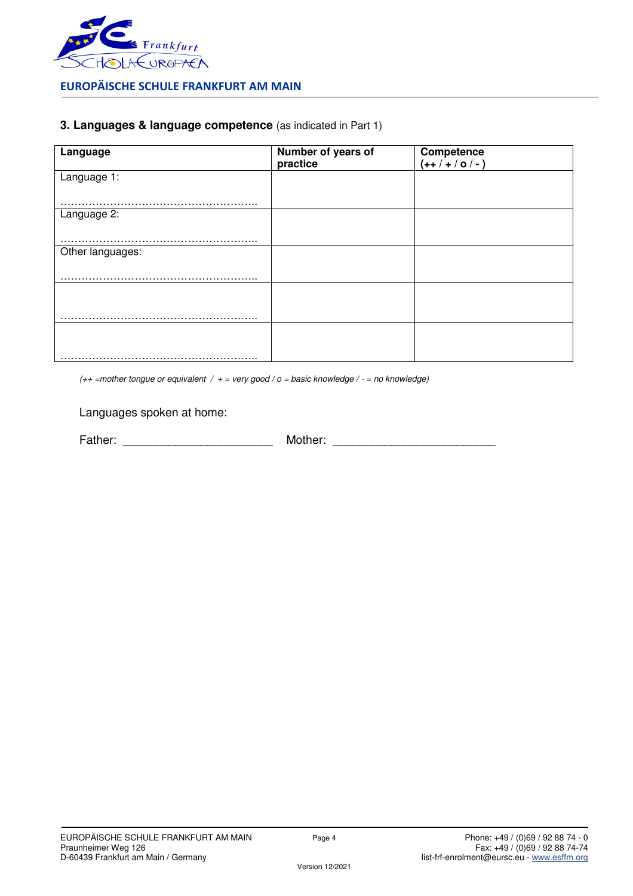EUROPÄISCHE SCHULE FRANKFURT AM MAIN

### 3. Languages & language competence (as indicated in Part 1)

| Language | Number of years of practice | Competence (++ / + / o / - ) |
|---|---|---|
| Language 1: ……………………………………………….. | | |
| Language 2: ……………………………………………….. | | |
| Other languages: ……………………………………………….. | | |
| ……………………………………………….. | | |
| ……………………………………………….. | | |

*(++ =mother tongue or equivalent / + = very good / o = basic knowledge / - = no knowledge)*

Languages spoken at home:

Father: ______________________ Mother: ________________________

EUROPÄISCHE SCHULE FRANKFURT AM MAIN
Praunheimer Weg 126
D-60439 Frankfurt am Main / Germany

Phone: +49 / (0)69 / 92 88 74 - 0
Fax: +49 / (0)69 / 92 88 74-74
list-frf-enrolment@eursc.eu - www.esffm.org

Version 12/2021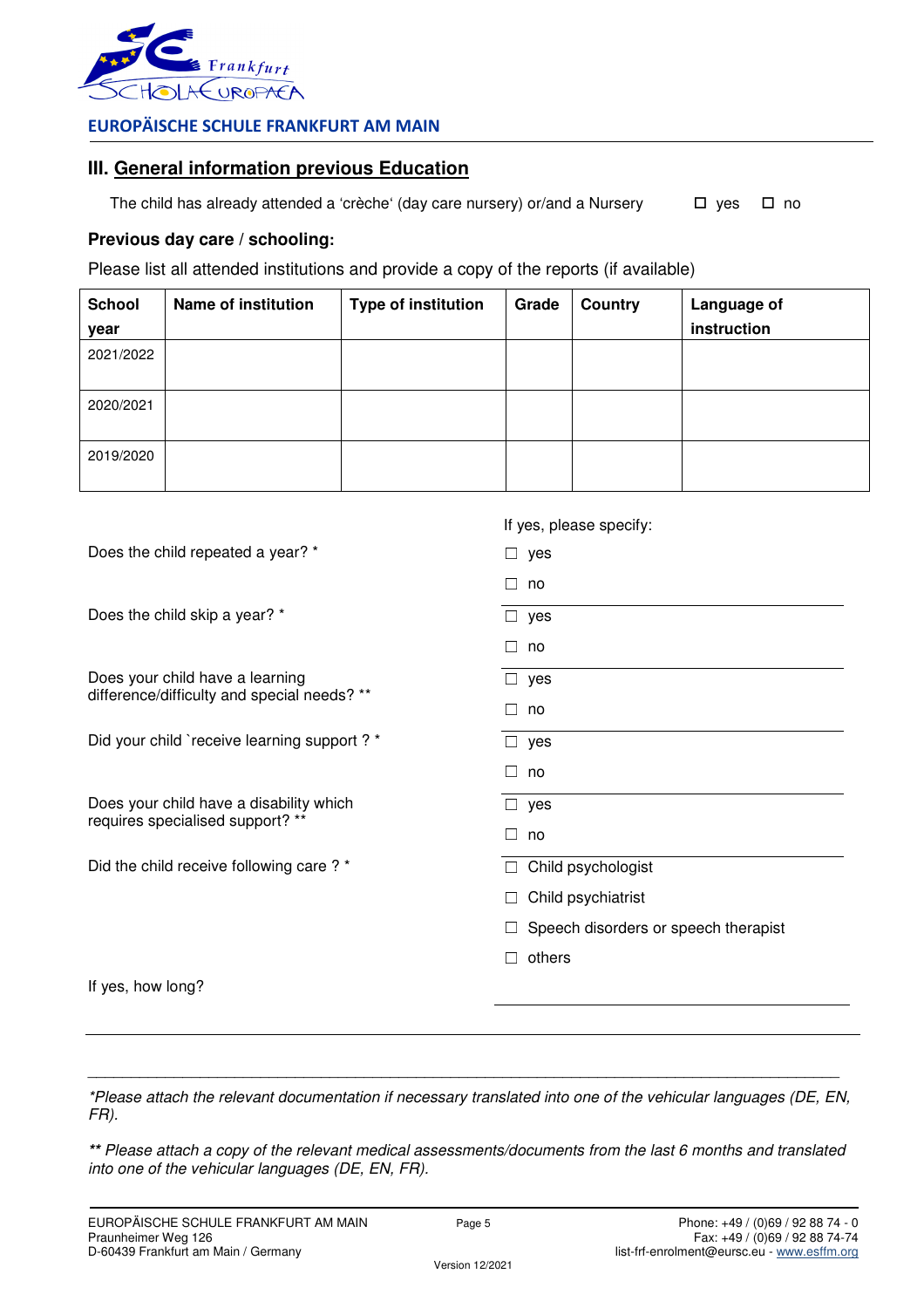## III. General information previous Education

The child has already attended a 'crèche' (day care nursery) or/and a Nursery ☐ yes ☐ no

### Previous day care / schooling:

Please list all attended institutions and provide a copy of the reports (if available)

| School year | Name of institution | Type of institution | Grade | Country | Language of instruction |
|---|---|---|---|---|---|
| 2021/2022 | | | | | |
| 2020/2021 | | | | | |
| 2019/2020 | | | | | |

If yes, please specify:

Does the child repeated a year? *
☐ yes
☐ no

Does the child skip a year? *
☐ yes
☐ no

Does your child have a learning difference/difficulty and special needs? **
☐ yes
☐ no

Did your child `receive learning support ? *
☐ yes
☐ no

Does your child have a disability which requires specialised support? **
☐ yes
☐ no

Did the child receive following care ? *
☐ Child psychologist
☐ Child psychiatrist
☐ Speech disorders or speech therapist
☐ others

If yes, how long?

---

*Please attach the relevant documentation if necessary translated into one of the vehicular languages (DE, EN, FR).*

*** Please attach a copy of the relevant medical assessments/documents from the last 6 months and translated into one of the vehicular languages (DE, EN, FR).*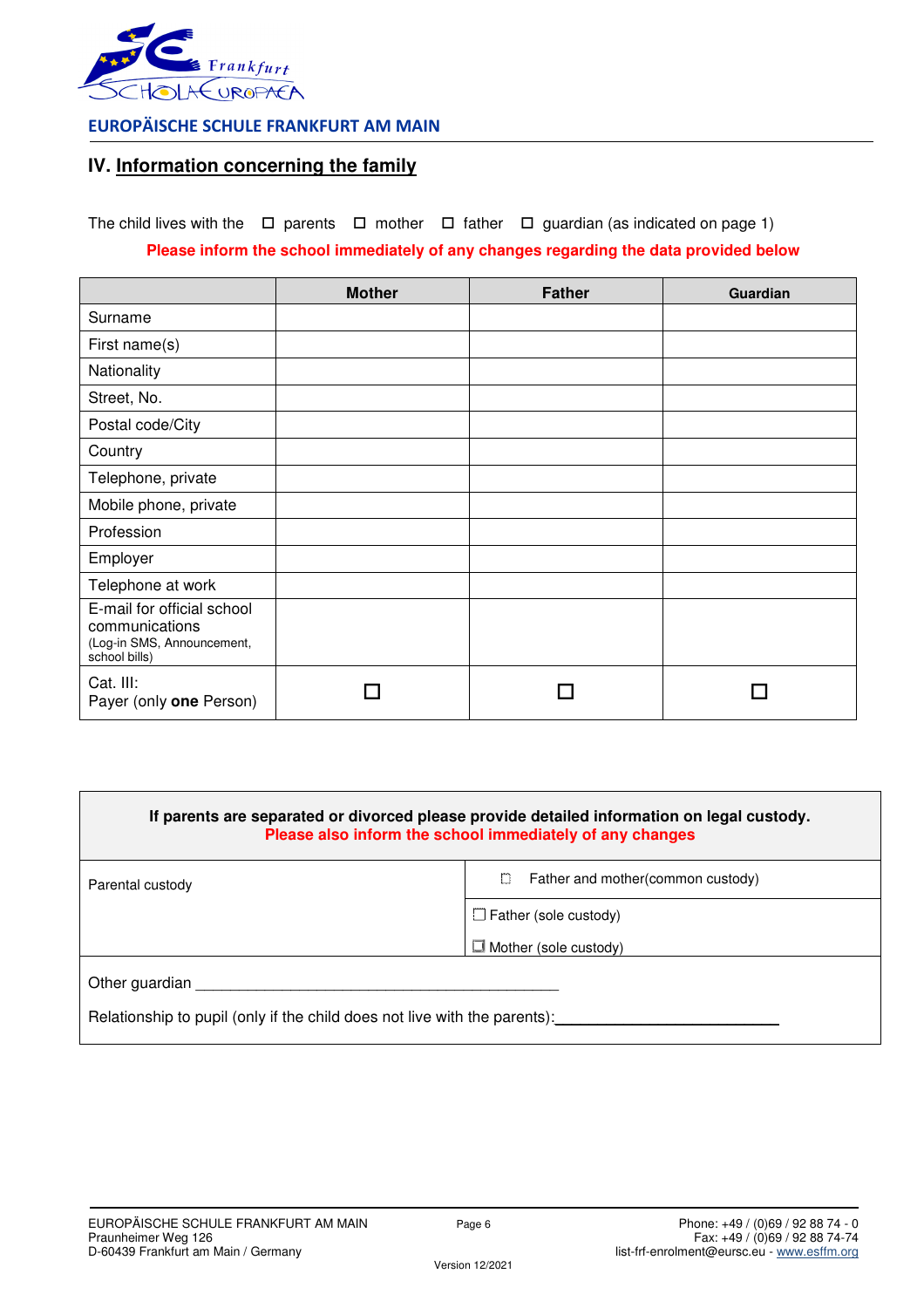EUROPÄISCHE SCHULE FRANKFURT AM MAIN

## IV. Information concerning the family

The child lives with the ☐ parents ☐ mother ☐ father ☐ guardian (as indicated on page 1)

**Please inform the school immediately of any changes regarding the data provided below**

| | Mother | Father | Guardian |
|---|---|---|---|
| Surname | | | |
| First name(s) | | | |
| Nationality | | | |
| Street, No. | | | |
| Postal code/City | | | |
| Country | | | |
| Telephone, private | | | |
| Mobile phone, private | | | |
| Profession | | | |
| Employer | | | |
| Telephone at work | | | |
| E-mail for official school communications (Log-in SMS, Announcement, school bills) | | | |
| Cat. III: Payer (only **one** Person) | ☐ | ☐ | ☐ |

**If parents are separated or divorced please provide detailed information on legal custody.**
**Please also inform the school immediately of any changes**

| | |
|---|---|
| Parental custody | ☐ Father and mother(common custody) |
| | ☐ Father (sole custody) |
| | ☐ Mother (sole custody) |

Other guardian ____________________________________________

Relationship to pupil (only if the child does not live with the parents):___________________________

EUROPÄISCHE SCHULE FRANKFURT AM MAIN
Praunheimer Weg 126
D-60439 Frankfurt am Main / Germany

Phone: +49 / (0)69 / 92 88 74 - 0
Fax: +49 / (0)69 / 92 88 74-74
list-frf-enrolment@eursc.eu - www.esffm.org

Version 12/2021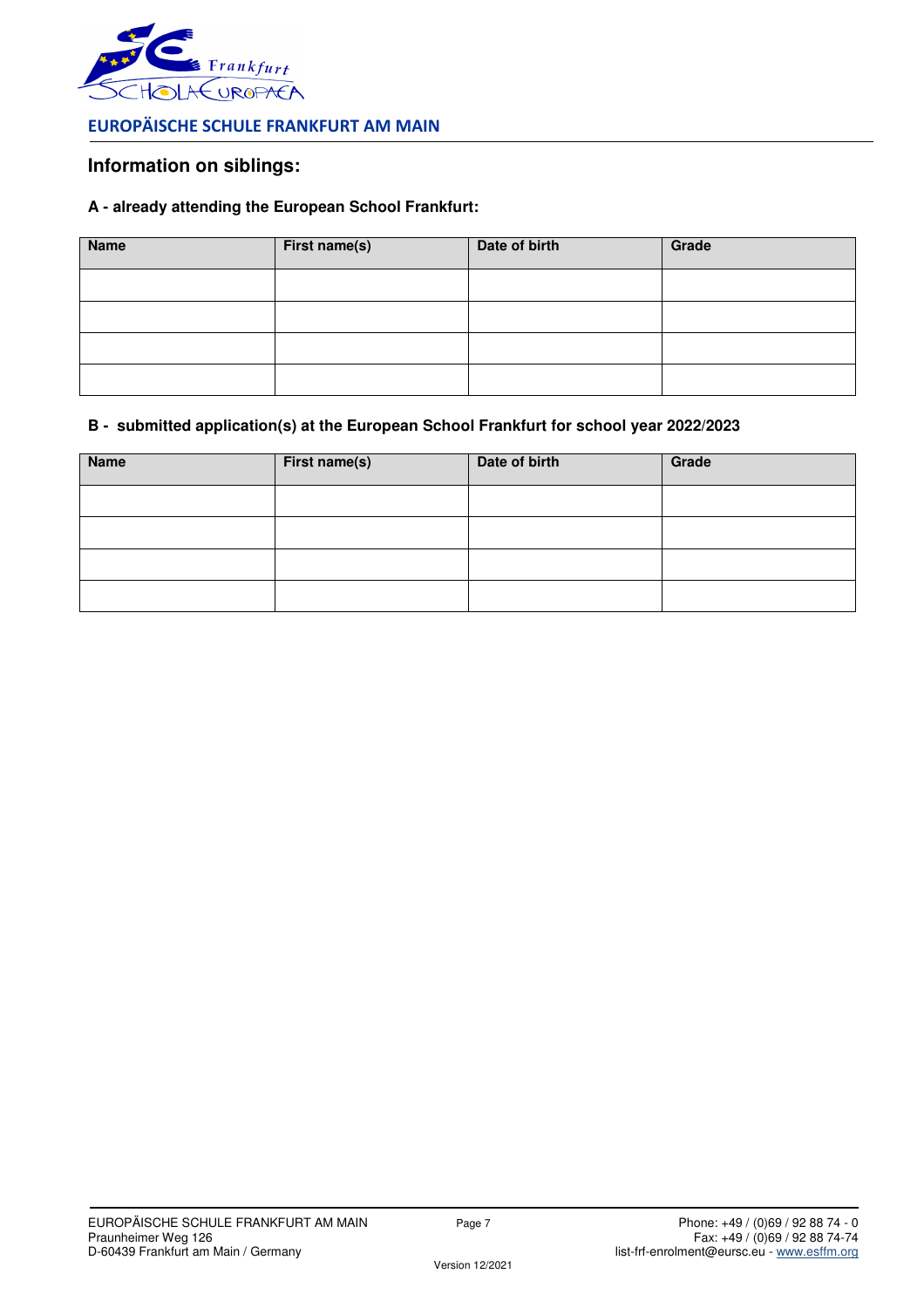## Information on siblings:

### A - already attending the European School Frankfurt:

| Name | First name(s) | Date of birth | Grade |
|---|---|---|---|
| | | | |
| | | | |
| | | | |
| | | | |

### B - submitted application(s) at the European School Frankfurt for school year 2022/2023

| Name | First name(s) | Date of birth | Grade |
|---|---|---|---|
| | | | |
| | | | |
| | | | |
| | | | |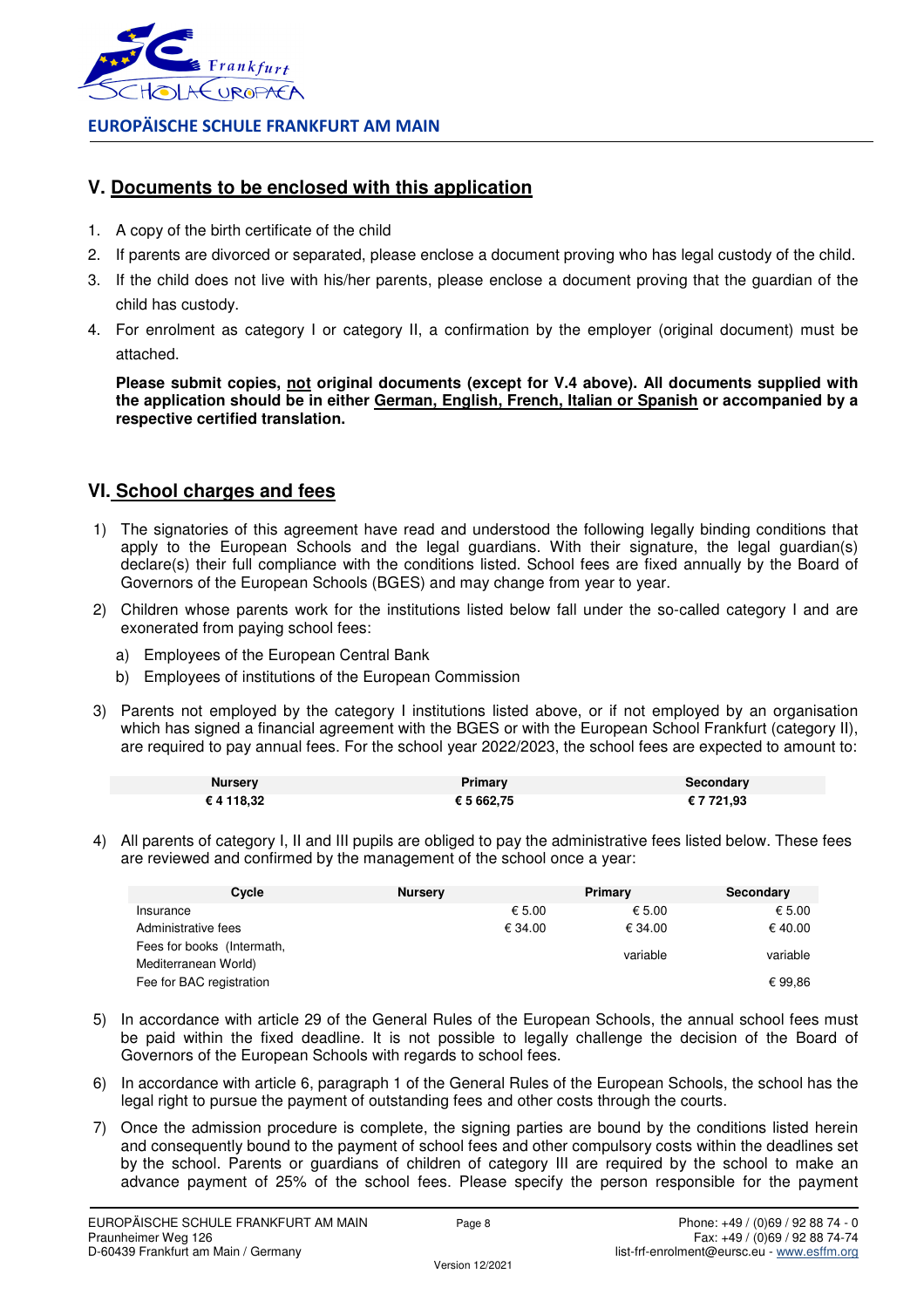## V. Documents to be enclosed with this application

1. A copy of the birth certificate of the child
2. If parents are divorced or separated, please enclose a document proving who has legal custody of the child.
3. If the child does not live with his/her parents, please enclose a document proving that the guardian of the child has custody.
4. For enrolment as category I or category II, a confirmation by the employer (original document) must be attached.

**Please submit copies, not original documents (except for V.4 above). All documents supplied with the application should be in either German, English, French, Italian or Spanish or accompanied by a respective certified translation.**

## VI. School charges and fees

1) The signatories of this agreement have read and understood the following legally binding conditions that apply to the European Schools and the legal guardians. With their signature, the legal guardian(s) declare(s) their full compliance with the conditions listed. School fees are fixed annually by the Board of Governors of the European Schools (BGES) and may change from year to year.

2) Children whose parents work for the institutions listed below fall under the so-called category I and are exonerated from paying school fees:
   a) Employees of the European Central Bank
   b) Employees of institutions of the European Commission

3) Parents not employed by the category I institutions listed above, or if not employed by an organisation which has signed a financial agreement with the BGES or with the European School Frankfurt (category II), are required to pay annual fees. For the school year 2022/2023, the school fees are expected to amount to:

| Nursery | Primary | Secondary |
|---|---|---|
| € 4 118,32 | € 5 662,75 | € 7 721,93 |

4) All parents of category I, II and III pupils are obliged to pay the administrative fees listed below. These fees are reviewed and confirmed by the management of the school once a year:

| Cycle | Nursery | Primary | Secondary |
|---|---|---|---|
| Insurance | € 5.00 | € 5.00 | € 5.00 |
| Administrative fees | € 34.00 | € 34.00 | € 40.00 |
| Fees for books (Intermath, Mediterranean World) | | variable | variable |
| Fee for BAC registration | | | € 99,86 |

5) In accordance with article 29 of the General Rules of the European Schools, the annual school fees must be paid within the fixed deadline. It is not possible to legally challenge the decision of the Board of Governors of the European Schools with regards to school fees.

6) In accordance with article 6, paragraph 1 of the General Rules of the European Schools, the school has the legal right to pursue the payment of outstanding fees and other costs through the courts.

7) Once the admission procedure is complete, the signing parties are bound by the conditions listed herein and consequently bound to the payment of school fees and other compulsory costs within the deadlines set by the school. Parents or guardians of children of category III are required by the school to make an advance payment of 25% of the school fees. Please specify the person responsible for the payment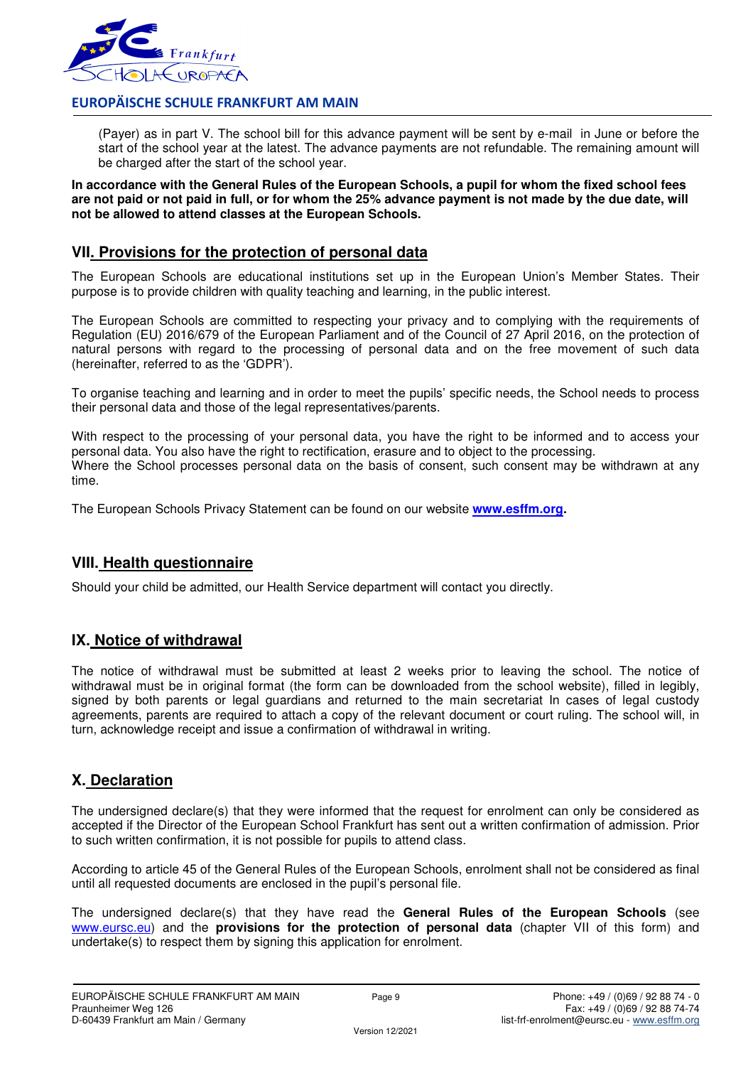(Payer) as in part V. The school bill for this advance payment will be sent by e-mail in June or before the start of the school year at the latest. The advance payments are not refundable. The remaining amount will be charged after the start of the school year.

**In accordance with the General Rules of the European Schools, a pupil for whom the fixed school fees are not paid or not paid in full, or for whom the 25% advance payment is not made by the due date, will not be allowed to attend classes at the European Schools.**

## VII. Provisions for the protection of personal data

The European Schools are educational institutions set up in the European Union's Member States. Their purpose is to provide children with quality teaching and learning, in the public interest.

The European Schools are committed to respecting your privacy and to complying with the requirements of Regulation (EU) 2016/679 of the European Parliament and of the Council of 27 April 2016, on the protection of natural persons with regard to the processing of personal data and on the free movement of such data (hereinafter, referred to as the 'GDPR').

To organise teaching and learning and in order to meet the pupils' specific needs, the School needs to process their personal data and those of the legal representatives/parents.

With respect to the processing of your personal data, you have the right to be informed and to access your personal data. You also have the right to rectification, erasure and to object to the processing.
Where the School processes personal data on the basis of consent, such consent may be withdrawn at any time.

The European Schools Privacy Statement can be found on our website **www.esffm.org.**

## VIII. Health questionnaire

Should your child be admitted, our Health Service department will contact you directly.

## IX. Notice of withdrawal

The notice of withdrawal must be submitted at least 2 weeks prior to leaving the school. The notice of withdrawal must be in original format (the form can be downloaded from the school website), filled in legibly, signed by both parents or legal guardians and returned to the main secretariat In cases of legal custody agreements, parents are required to attach a copy of the relevant document or court ruling. The school will, in turn, acknowledge receipt and issue a confirmation of withdrawal in writing.

## X. Declaration

The undersigned declare(s) that they were informed that the request for enrolment can only be considered as accepted if the Director of the European School Frankfurt has sent out a written confirmation of admission. Prior to such written confirmation, it is not possible for pupils to attend class.

According to article 45 of the General Rules of the European Schools, enrolment shall not be considered as final until all requested documents are enclosed in the pupil's personal file.

The undersigned declare(s) that they have read the **General Rules of the European Schools** (see www.eursc.eu) and the **provisions for the protection of personal data** (chapter VII of this form) and undertake(s) to respect them by signing this application for enrolment.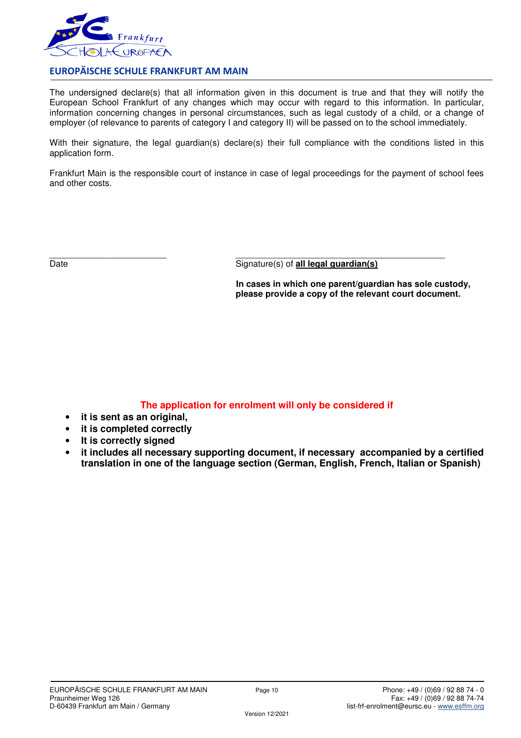## EUROPÄISCHE SCHULE FRANKFURT AM MAIN

The undersigned declare(s) that all information given in this document is true and that they will notify the European School Frankfurt of any changes which may occur with regard to this information. In particular, information concerning changes in personal circumstances, such as legal custody of a child, or a change of employer (of relevance to parents of category I and category II) will be passed on to the school immediately.

With their signature, the legal guardian(s) declare(s) their full compliance with the conditions listed in this application form.

Frankfurt Main is the responsible court of instance in case of legal proceedings for the payment of school fees and other costs.

_______________________ &nbsp;&nbsp;&nbsp;&nbsp;&nbsp;&nbsp;&nbsp;&nbsp; ________________________________________

Date &nbsp;&nbsp;&nbsp;&nbsp;&nbsp;&nbsp;&nbsp;&nbsp; Signature(s) of **all legal guardian(s)**

**In cases in which one parent/guardian has sole custody, please provide a copy of the relevant court document.**

**The application for enrolment will only be considered if**

- **it is sent as an original,**
- **it is completed correctly**
- **It is correctly signed**
- **it includes all necessary supporting document, if necessary accompanied by a certified translation in one of the language section (German, English, French, Italian or Spanish)**

EUROPÄISCHE SCHULE FRANKFURT AM MAIN
Praunheimer Weg 126
D-60439 Frankfurt am Main / Germany

Phone: +49 / (0)69 / 92 88 74 - 0
Fax: +49 / (0)69 / 92 88 74-74
list-frf-enrolment@eursc.eu - www.esffm.org

Version 12/2021